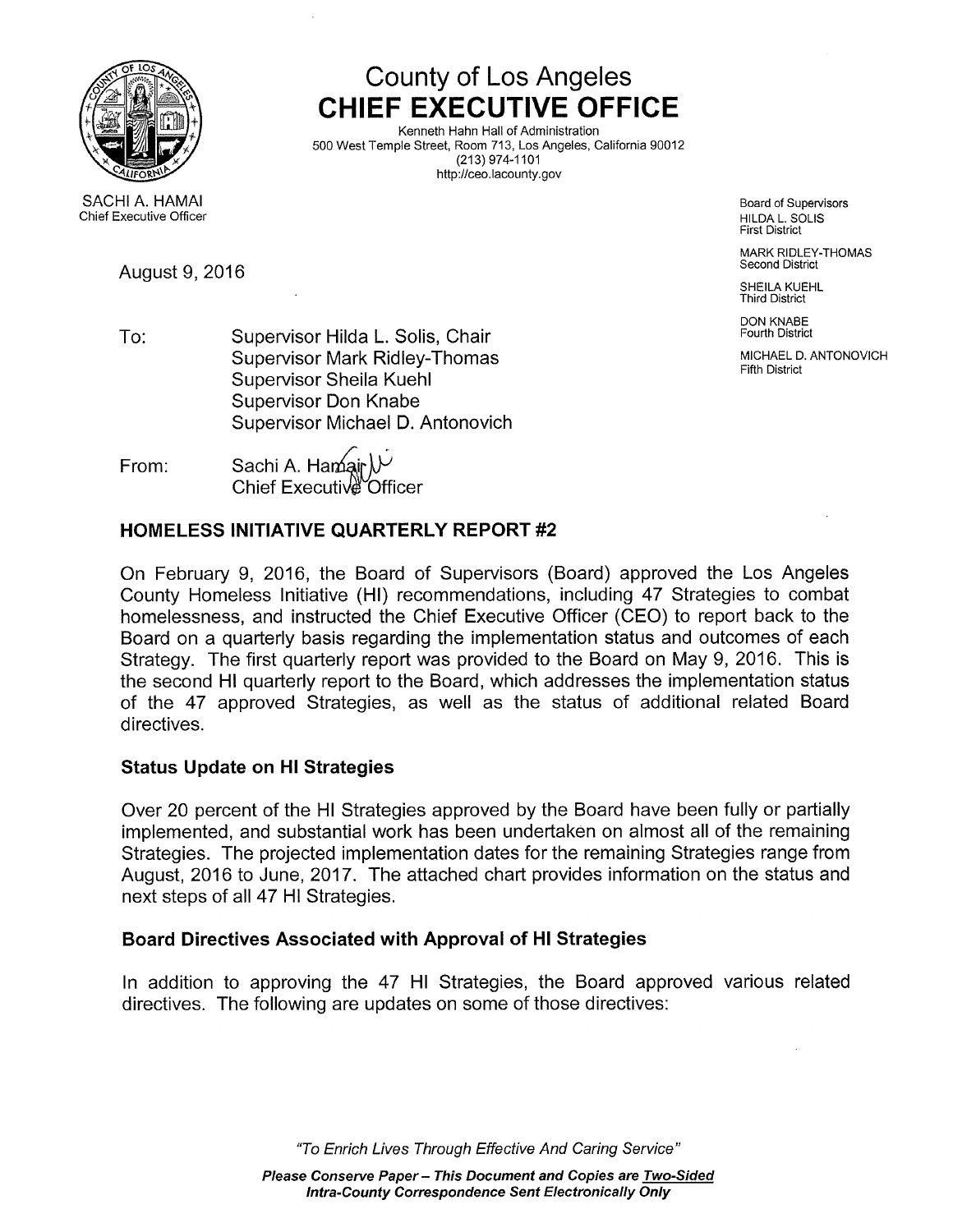# County of Los Angeles
## CHIEF EXECUTIVE OFFICE

Kenneth Hahn Hall of Administration
500 West Temple Street, Room 713, Los Angeles, California 90012
(213) 974-1101
http://ceo.lacounty.gov

SACHI A. HAMAI
Chief Executive Officer

Board of Supervisors
HILDA L. SOLIS
First District

MARK RIDLEY-THOMAS
Second District

SHEILA KUEHL
Third District

DON KNABE
Fourth District

MICHAEL D. ANTONOVICH
Fifth District

August 9, 2016

To: Supervisor Hilda L. Solis, Chair
Supervisor Mark Ridley-Thomas
Supervisor Sheila Kuehl
Supervisor Don Knabe
Supervisor Michael D. Antonovich

From: Sachi A. Hamai
Chief Executive Officer

### HOMELESS INITIATIVE QUARTERLY REPORT #2

On February 9, 2016, the Board of Supervisors (Board) approved the Los Angeles County Homeless Initiative (HI) recommendations, including 47 Strategies to combat homelessness, and instructed the Chief Executive Officer (CEO) to report back to the Board on a quarterly basis regarding the implementation status and outcomes of each Strategy. The first quarterly report was provided to the Board on May 9, 2016. This is the second HI quarterly report to the Board, which addresses the implementation status of the 47 approved Strategies, as well as the status of additional related Board directives.

### Status Update on HI Strategies

Over 20 percent of the HI Strategies approved by the Board have been fully or partially implemented, and substantial work has been undertaken on almost all of the remaining Strategies. The projected implementation dates for the remaining Strategies range from August, 2016 to June, 2017. The attached chart provides information on the status and next steps of all 47 HI Strategies.

### Board Directives Associated with Approval of HI Strategies

In addition to approving the 47 HI Strategies, the Board approved various related directives. The following are updates on some of those directives:

*"To Enrich Lives Through Effective And Caring Service"*

***Please Conserve Paper – This Document and Copies are Two-Sided***
***Intra-County Correspondence Sent Electronically Only***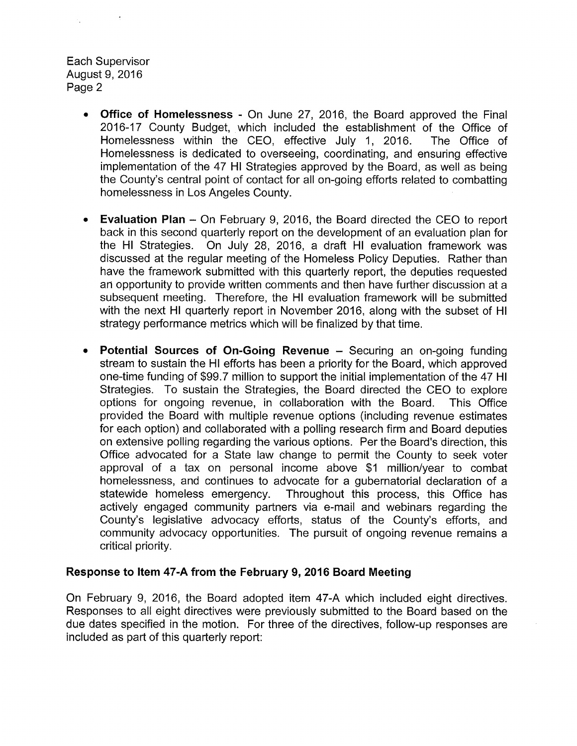- **Office of Homelessness** - On June 27, 2016, the Board approved the Final 2016-17 County Budget, which included the establishment of the Office of Homelessness within the CEO, effective July 1, 2016. The Office of Homelessness is dedicated to overseeing, coordinating, and ensuring effective implementation of the 47 HI Strategies approved by the Board, as well as being the County's central point of contact for all on-going efforts related to combatting homelessness in Los Angeles County.

- **Evaluation Plan** – On February 9, 2016, the Board directed the CEO to report back in this second quarterly report on the development of an evaluation plan for the HI Strategies. On July 28, 2016, a draft HI evaluation framework was discussed at the regular meeting of the Homeless Policy Deputies. Rather than have the framework submitted with this quarterly report, the deputies requested an opportunity to provide written comments and then have further discussion at a subsequent meeting. Therefore, the HI evaluation framework will be submitted with the next HI quarterly report in November 2016, along with the subset of HI strategy performance metrics which will be finalized by that time.

- **Potential Sources of On-Going Revenue** – Securing an on-going funding stream to sustain the HI efforts has been a priority for the Board, which approved one-time funding of $99.7 million to support the initial implementation of the 47 HI Strategies. To sustain the Strategies, the Board directed the CEO to explore options for ongoing revenue, in collaboration with the Board. This Office provided the Board with multiple revenue options (including revenue estimates for each option) and collaborated with a polling research firm and Board deputies on extensive polling regarding the various options. Per the Board's direction, this Office advocated for a State law change to permit the County to seek voter approval of a tax on personal income above $1 million/year to combat homelessness, and continues to advocate for a gubernatorial declaration of a statewide homeless emergency. Throughout this process, this Office has actively engaged community partners via e-mail and webinars regarding the County's legislative advocacy efforts, status of the County's efforts, and community advocacy opportunities. The pursuit of ongoing revenue remains a critical priority.

## Response to Item 47-A from the February 9, 2016 Board Meeting

On February 9, 2016, the Board adopted item 47-A which included eight directives. Responses to all eight directives were previously submitted to the Board based on the due dates specified in the motion. For three of the directives, follow-up responses are included as part of this quarterly report: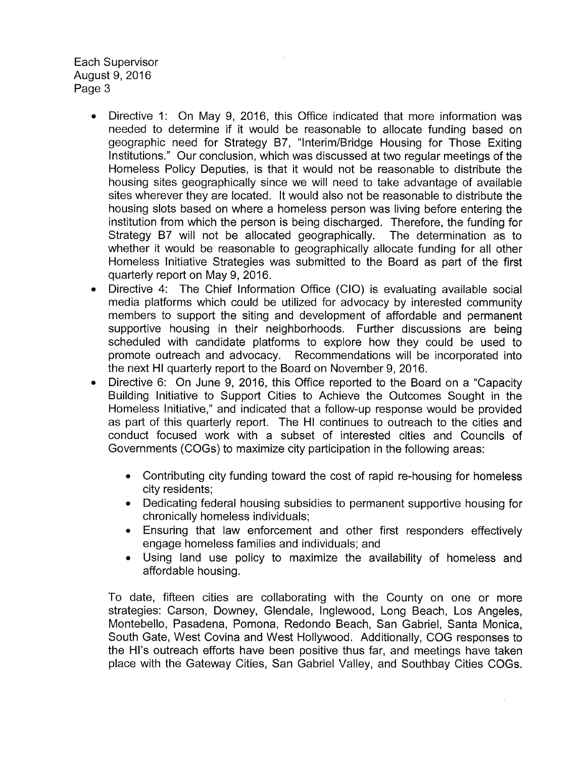- Directive 1: On May 9, 2016, this Office indicated that more information was needed to determine if it would be reasonable to allocate funding based on geographic need for Strategy B7, "Interim/Bridge Housing for Those Exiting Institutions." Our conclusion, which was discussed at two regular meetings of the Homeless Policy Deputies, is that it would not be reasonable to distribute the housing sites geographically since we will need to take advantage of available sites wherever they are located. It would also not be reasonable to distribute the housing slots based on where a homeless person was living before entering the institution from which the person is being discharged. Therefore, the funding for Strategy B7 will not be allocated geographically. The determination as to whether it would be reasonable to geographically allocate funding for all other Homeless Initiative Strategies was submitted to the Board as part of the first quarterly report on May 9, 2016.
- Directive 4: The Chief Information Office (CIO) is evaluating available social media platforms which could be utilized for advocacy by interested community members to support the siting and development of affordable and permanent supportive housing in their neighborhoods. Further discussions are being scheduled with candidate platforms to explore how they could be used to promote outreach and advocacy. Recommendations will be incorporated into the next HI quarterly report to the Board on November 9, 2016.
- Directive 6: On June 9, 2016, this Office reported to the Board on a "Capacity Building Initiative to Support Cities to Achieve the Outcomes Sought in the Homeless Initiative," and indicated that a follow-up response would be provided as part of this quarterly report. The HI continues to outreach to the cities and conduct focused work with a subset of interested cities and Councils of Governments (COGs) to maximize city participation in the following areas:

  - Contributing city funding toward the cost of rapid re-housing for homeless city residents;
  - Dedicating federal housing subsidies to permanent supportive housing for chronically homeless individuals;
  - Ensuring that law enforcement and other first responders effectively engage homeless families and individuals; and
  - Using land use policy to maximize the availability of homeless and affordable housing.

  To date, fifteen cities are collaborating with the County on one or more strategies: Carson, Downey, Glendale, Inglewood, Long Beach, Los Angeles, Montebello, Pasadena, Pomona, Redondo Beach, San Gabriel, Santa Monica, South Gate, West Covina and West Hollywood. Additionally, COG responses to the HI's outreach efforts have been positive thus far, and meetings have taken place with the Gateway Cities, San Gabriel Valley, and Southbay Cities COGs.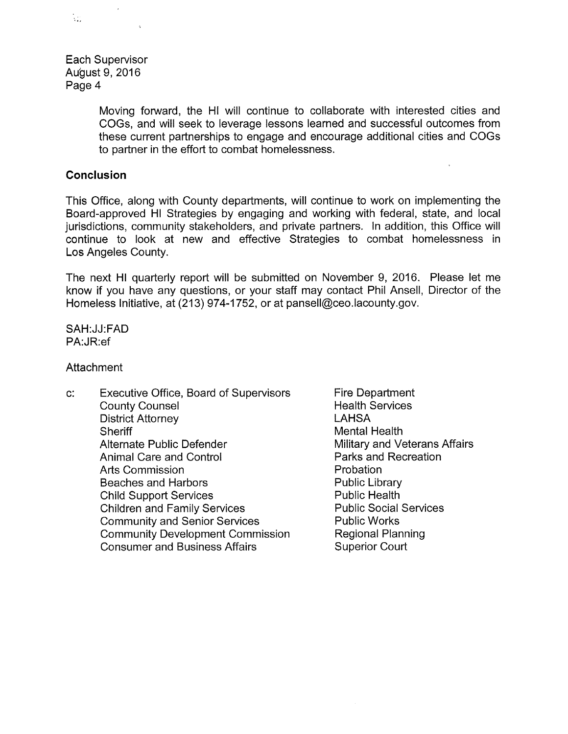Each Supervisor
August 9, 2016

Moving forward, the HI will continue to collaborate with interested cities and COGs, and will seek to leverage lessons learned and successful outcomes from these current partnerships to engage and encourage additional cities and COGs to partner in the effort to combat homelessness.

## Conclusion

This Office, along with County departments, will continue to work on implementing the Board-approved HI Strategies by engaging and working with federal, state, and local jurisdictions, community stakeholders, and private partners. In addition, this Office will continue to look at new and effective Strategies to combat homelessness in Los Angeles County.

The next HI quarterly report will be submitted on November 9, 2016. Please let me know if you have any questions, or your staff may contact Phil Ansell, Director of the Homeless Initiative, at (213) 974-1752, or at pansell@ceo.lacounty.gov.

SAH:JJ:FAD
PA:JR:ef

Attachment

c: Executive Office, Board of Supervisors
County Counsel
District Attorney
Sheriff
Alternate Public Defender
Animal Care and Control
Arts Commission
Beaches and Harbors
Child Support Services
Children and Family Services
Community and Senior Services
Community Development Commission
Consumer and Business Affairs
Fire Department
Health Services
LAHSA
Mental Health
Military and Veterans Affairs
Parks and Recreation
Probation
Public Library
Public Health
Public Social Services
Public Works
Regional Planning
Superior Court